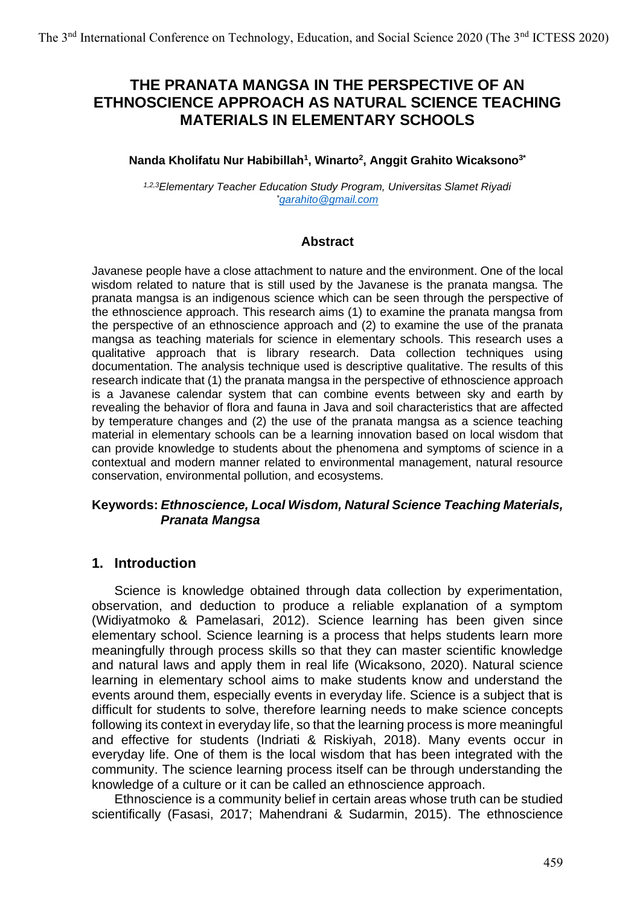# THE PRANATA MANGSA IN THE PERSPECTIVE OF AN ETHNOSCIENCE APPROACH AS NATURAL SCIENCE TEACHING MATERIALS IN ELEMENTARY SCHOOLS

**Nanda Kholifatu Nur Habibillah[1], Winarto[2], Anggit Grahito Wicaksono[3*]**

*[1,2,3]Elementary Teacher Education Study Program, Universitas Slamet Riyadi*
*[*]garahito@gmail.com*

## Abstract

Javanese people have a close attachment to nature and the environment. One of the local wisdom related to nature that is still used by the Javanese is the pranata mangsa. The pranata mangsa is an indigenous science which can be seen through the perspective of the ethnoscience approach. This research aims (1) to examine the pranata mangsa from the perspective of an ethnoscience approach and (2) to examine the use of the pranata mangsa as teaching materials for science in elementary schools. This research uses a qualitative approach that is library research. Data collection techniques using documentation. The analysis technique used is descriptive qualitative. The results of this research indicate that (1) the pranata mangsa in the perspective of ethnoscience approach is a Javanese calendar system that can combine events between sky and earth by revealing the behavior of flora and fauna in Java and soil characteristics that are affected by temperature changes and (2) the use of the pranata mangsa as a science teaching material in elementary schools can be a learning innovation based on local wisdom that can provide knowledge to students about the phenomena and symptoms of science in a contextual and modern manner related to environmental management, natural resource conservation, environmental pollution, and ecosystems.

**Keywords:** ***Ethnoscience, Local Wisdom, Natural Science Teaching Materials, Pranata Mangsa***

## 1. Introduction

Science is knowledge obtained through data collection by experimentation, observation, and deduction to produce a reliable explanation of a symptom (Widiyatmoko & Pamelasari, 2012). Science learning has been given since elementary school. Science learning is a process that helps students learn more meaningfully through process skills so that they can master scientific knowledge and natural laws and apply them in real life (Wicaksono, 2020). Natural science learning in elementary school aims to make students know and understand the events around them, especially events in everyday life. Science is a subject that is difficult for students to solve, therefore learning needs to make science concepts following its context in everyday life, so that the learning process is more meaningful and effective for students (Indriati & Riskiyah, 2018). Many events occur in everyday life. One of them is the local wisdom that has been integrated with the community. The science learning process itself can be through understanding the knowledge of a culture or it can be called an ethnoscience approach.

Ethnoscience is a community belief in certain areas whose truth can be studied scientifically (Fasasi, 2017; Mahendrani & Sudarmin, 2015). The ethnoscience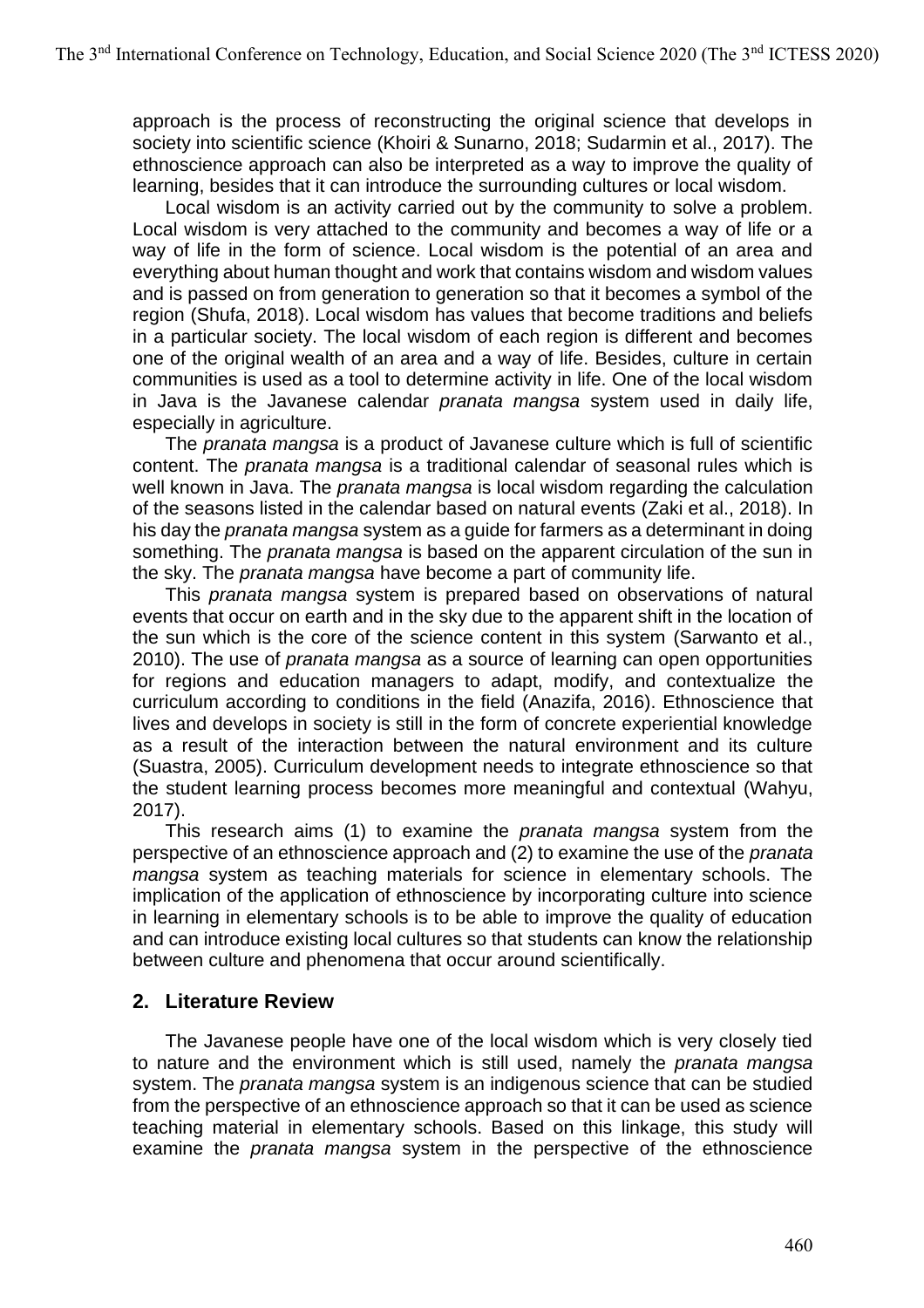approach is the process of reconstructing the original science that develops in society into scientific science (Khoiri & Sunarno, 2018; Sudarmin et al., 2017). The ethnoscience approach can also be interpreted as a way to improve the quality of learning, besides that it can introduce the surrounding cultures or local wisdom.

Local wisdom is an activity carried out by the community to solve a problem. Local wisdom is very attached to the community and becomes a way of life or a way of life in the form of science. Local wisdom is the potential of an area and everything about human thought and work that contains wisdom and wisdom values and is passed on from generation to generation so that it becomes a symbol of the region (Shufa, 2018). Local wisdom has values that become traditions and beliefs in a particular society. The local wisdom of each region is different and becomes one of the original wealth of an area and a way of life. Besides, culture in certain communities is used as a tool to determine activity in life. One of the local wisdom in Java is the Javanese calendar *pranata mangsa* system used in daily life, especially in agriculture.

The *pranata mangsa* is a product of Javanese culture which is full of scientific content. The *pranata mangsa* is a traditional calendar of seasonal rules which is well known in Java. The *pranata mangsa* is local wisdom regarding the calculation of the seasons listed in the calendar based on natural events (Zaki et al., 2018). In his day the *pranata mangsa* system as a guide for farmers as a determinant in doing something. The *pranata mangsa* is based on the apparent circulation of the sun in the sky. The *pranata mangsa* have become a part of community life.

This *pranata mangsa* system is prepared based on observations of natural events that occur on earth and in the sky due to the apparent shift in the location of the sun which is the core of the science content in this system (Sarwanto et al., 2010). The use of *pranata mangsa* as a source of learning can open opportunities for regions and education managers to adapt, modify, and contextualize the curriculum according to conditions in the field (Anazifa, 2016). Ethnoscience that lives and develops in society is still in the form of concrete experiential knowledge as a result of the interaction between the natural environment and its culture (Suastra, 2005). Curriculum development needs to integrate ethnoscience so that the student learning process becomes more meaningful and contextual (Wahyu, 2017).

This research aims (1) to examine the *pranata mangsa* system from the perspective of an ethnoscience approach and (2) to examine the use of the *pranata mangsa* system as teaching materials for science in elementary schools. The implication of the application of ethnoscience by incorporating culture into science in learning in elementary schools is to be able to improve the quality of education and can introduce existing local cultures so that students can know the relationship between culture and phenomena that occur around scientifically.

## 2. Literature Review

The Javanese people have one of the local wisdom which is very closely tied to nature and the environment which is still used, namely the *pranata mangsa* system. The *pranata mangsa* system is an indigenous science that can be studied from the perspective of an ethnoscience approach so that it can be used as science teaching material in elementary schools. Based on this linkage, this study will examine the *pranata mangsa* system in the perspective of the ethnoscience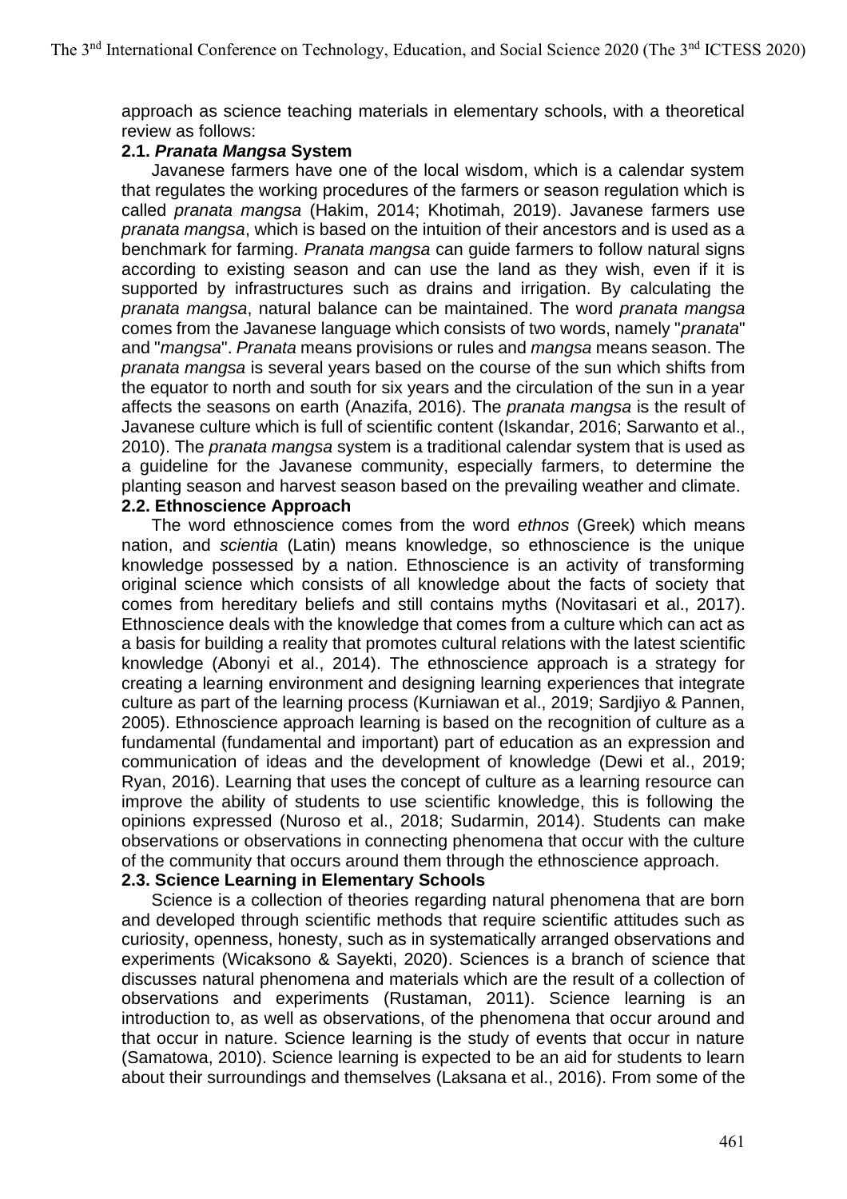approach as science teaching materials in elementary schools, with a theoretical review as follows:

### 2.1. *Pranata Mangsa* System

Javanese farmers have one of the local wisdom, which is a calendar system that regulates the working procedures of the farmers or season regulation which is called *pranata mangsa* (Hakim, 2014; Khotimah, 2019). Javanese farmers use *pranata mangsa*, which is based on the intuition of their ancestors and is used as a benchmark for farming. *Pranata mangsa* can guide farmers to follow natural signs according to existing season and can use the land as they wish, even if it is supported by infrastructures such as drains and irrigation. By calculating the *pranata mangsa*, natural balance can be maintained. The word *pranata mangsa* comes from the Javanese language which consists of two words, namely "*pranata*" and "*mangsa*". *Pranata* means provisions or rules and *mangsa* means season. The *pranata mangsa* is several years based on the course of the sun which shifts from the equator to north and south for six years and the circulation of the sun in a year affects the seasons on earth (Anazifa, 2016). The *pranata mangsa* is the result of Javanese culture which is full of scientific content (Iskandar, 2016; Sarwanto et al., 2010). The *pranata mangsa* system is a traditional calendar system that is used as a guideline for the Javanese community, especially farmers, to determine the planting season and harvest season based on the prevailing weather and climate.

### 2.2. Ethnoscience Approach

The word ethnoscience comes from the word *ethnos* (Greek) which means nation, and *scientia* (Latin) means knowledge, so ethnoscience is the unique knowledge possessed by a nation. Ethnoscience is an activity of transforming original science which consists of all knowledge about the facts of society that comes from hereditary beliefs and still contains myths (Novitasari et al., 2017). Ethnoscience deals with the knowledge that comes from a culture which can act as a basis for building a reality that promotes cultural relations with the latest scientific knowledge (Abonyi et al., 2014). The ethnoscience approach is a strategy for creating a learning environment and designing learning experiences that integrate culture as part of the learning process (Kurniawan et al., 2019; Sardjiyo & Pannen, 2005). Ethnoscience approach learning is based on the recognition of culture as a fundamental (fundamental and important) part of education as an expression and communication of ideas and the development of knowledge (Dewi et al., 2019; Ryan, 2016). Learning that uses the concept of culture as a learning resource can improve the ability of students to use scientific knowledge, this is following the opinions expressed (Nuroso et al., 2018; Sudarmin, 2014). Students can make observations or observations in connecting phenomena that occur with the culture of the community that occurs around them through the ethnoscience approach.

### 2.3. Science Learning in Elementary Schools

Science is a collection of theories regarding natural phenomena that are born and developed through scientific methods that require scientific attitudes such as curiosity, openness, honesty, such as in systematically arranged observations and experiments (Wicaksono & Sayekti, 2020). Sciences is a branch of science that discusses natural phenomena and materials which are the result of a collection of observations and experiments (Rustaman, 2011). Science learning is an introduction to, as well as observations, of the phenomena that occur around and that occur in nature. Science learning is the study of events that occur in nature (Samatowa, 2010). Science learning is expected to be an aid for students to learn about their surroundings and themselves (Laksana et al., 2016). From some of the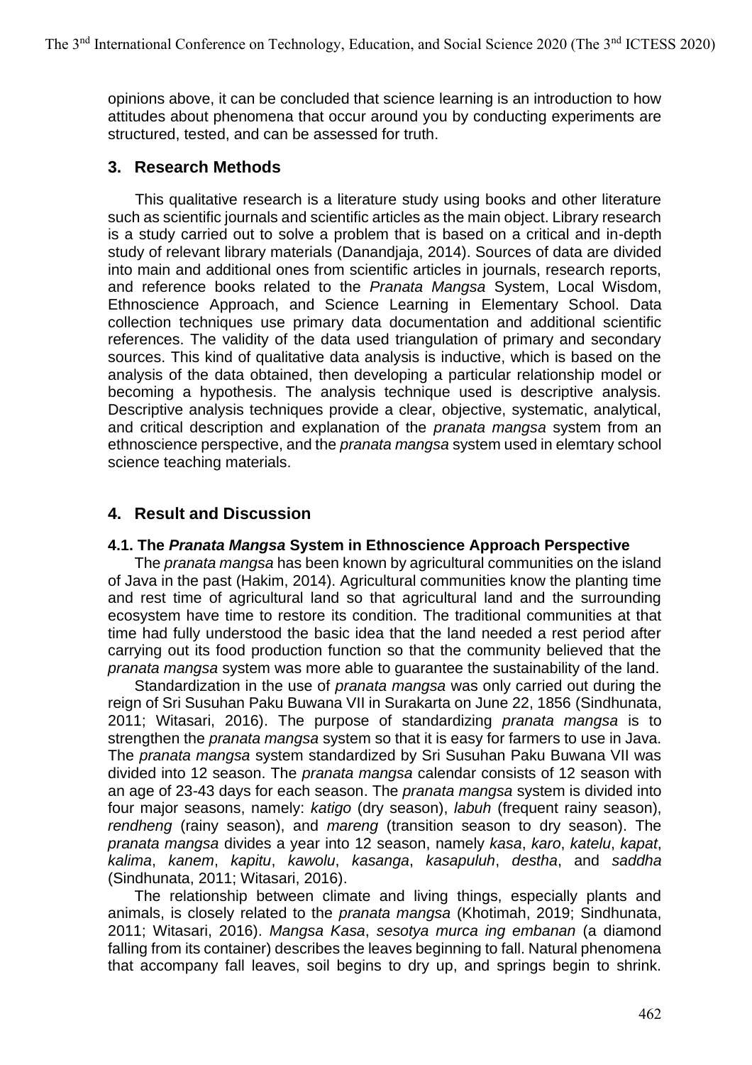opinions above, it can be concluded that science learning is an introduction to how attitudes about phenomena that occur around you by conducting experiments are structured, tested, and can be assessed for truth.

## 3. Research Methods

This qualitative research is a literature study using books and other literature such as scientific journals and scientific articles as the main object. Library research is a study carried out to solve a problem that is based on a critical and in-depth study of relevant library materials (Danandjaja, 2014). Sources of data are divided into main and additional ones from scientific articles in journals, research reports, and reference books related to the *Pranata Mangsa* System, Local Wisdom, Ethnoscience Approach, and Science Learning in Elementary School. Data collection techniques use primary data documentation and additional scientific references. The validity of the data used triangulation of primary and secondary sources. This kind of qualitative data analysis is inductive, which is based on the analysis of the data obtained, then developing a particular relationship model or becoming a hypothesis. The analysis technique used is descriptive analysis. Descriptive analysis techniques provide a clear, objective, systematic, analytical, and critical description and explanation of the *pranata mangsa* system from an ethnoscience perspective, and the *pranata mangsa* system used in elemtary school science teaching materials.

## 4. Result and Discussion

### 4.1. The *Pranata Mangsa* System in Ethnoscience Approach Perspective

The *pranata mangsa* has been known by agricultural communities on the island of Java in the past (Hakim, 2014). Agricultural communities know the planting time and rest time of agricultural land so that agricultural land and the surrounding ecosystem have time to restore its condition. The traditional communities at that time had fully understood the basic idea that the land needed a rest period after carrying out its food production function so that the community believed that the *pranata mangsa* system was more able to guarantee the sustainability of the land.

Standardization in the use of *pranata mangsa* was only carried out during the reign of Sri Susuhan Paku Buwana VII in Surakarta on June 22, 1856 (Sindhunata, 2011; Witasari, 2016). The purpose of standardizing *pranata mangsa* is to strengthen the *pranata mangsa* system so that it is easy for farmers to use in Java. The *pranata mangsa* system standardized by Sri Susuhan Paku Buwana VII was divided into 12 season. The *pranata mangsa* calendar consists of 12 season with an age of 23-43 days for each season. The *pranata mangsa* system is divided into four major seasons, namely: *katigo* (dry season), *labuh* (frequent rainy season), *rendheng* (rainy season), and *mareng* (transition season to dry season). The *pranata mangsa* divides a year into 12 season, namely *kasa*, *karo*, *katelu*, *kapat*, *kalima*, *kanem*, *kapitu*, *kawolu*, *kasanga*, *kasapuluh*, *destha*, and *saddha* (Sindhunata, 2011; Witasari, 2016).

The relationship between climate and living things, especially plants and animals, is closely related to the *pranata mangsa* (Khotimah, 2019; Sindhunata, 2011; Witasari, 2016). *Mangsa Kasa*, *sesotya murca ing embanan* (a diamond falling from its container) describes the leaves beginning to fall. Natural phenomena that accompany fall leaves, soil begins to dry up, and springs begin to shrink.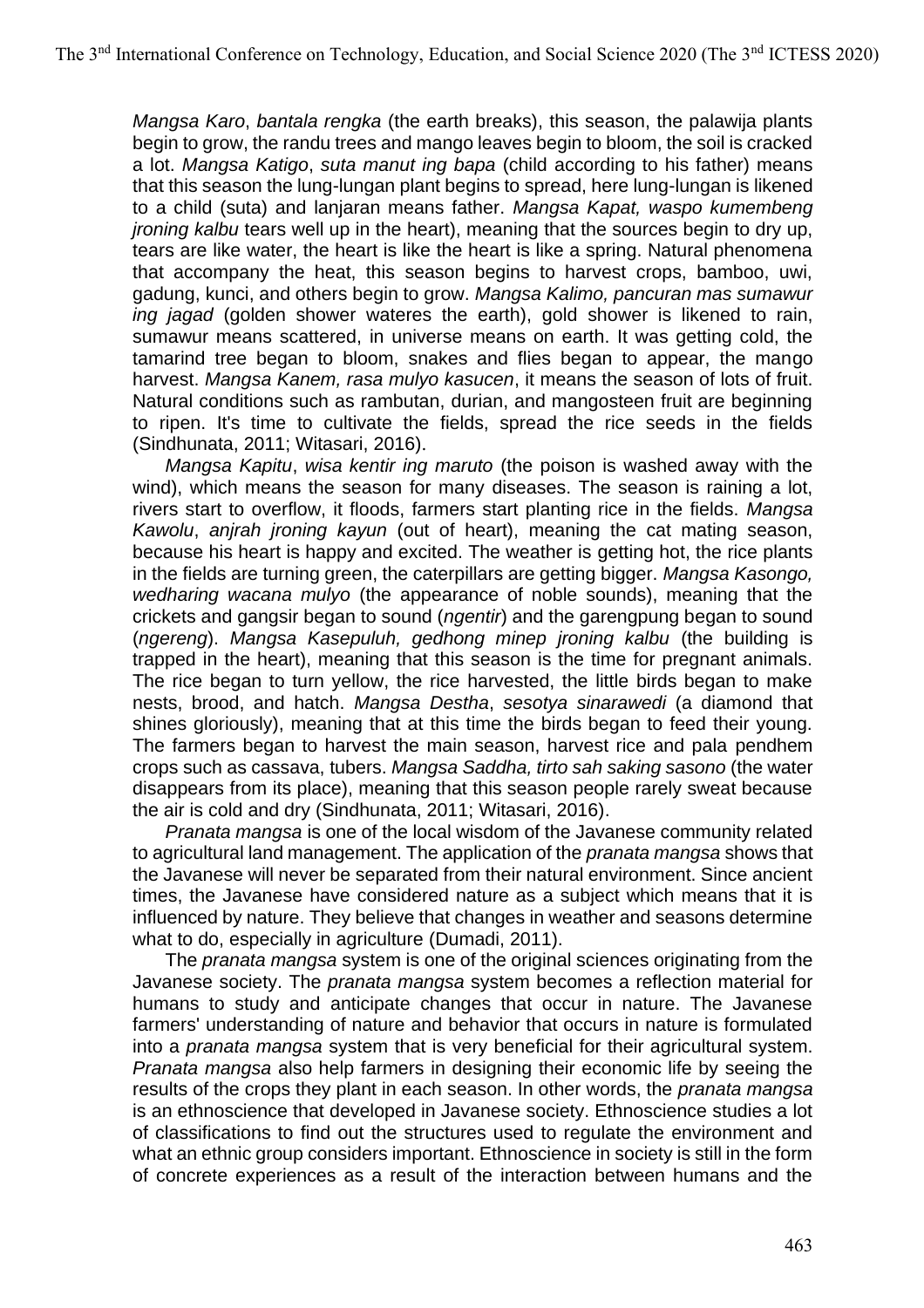*Mangsa Karo*, *bantala rengka* (the earth breaks), this season, the palawija plants begin to grow, the randu trees and mango leaves begin to bloom, the soil is cracked a lot. *Mangsa Katigo*, *suta manut ing bapa* (child according to his father) means that this season the lung-lungan plant begins to spread, here lung-lungan is likened to a child (suta) and lanjaran means father. *Mangsa Kapat, waspo kumembeng jroning kalbu* tears well up in the heart), meaning that the sources begin to dry up, tears are like water, the heart is like the heart is like a spring. Natural phenomena that accompany the heat, this season begins to harvest crops, bamboo, uwi, gadung, kunci, and others begin to grow. *Mangsa Kalimo, pancuran mas sumawur ing jagad* (golden shower wateres the earth), gold shower is likened to rain, sumawur means scattered, in universe means on earth. It was getting cold, the tamarind tree began to bloom, snakes and flies began to appear, the mango harvest. *Mangsa Kanem, rasa mulyo kasucen*, it means the season of lots of fruit. Natural conditions such as rambutan, durian, and mangosteen fruit are beginning to ripen. It's time to cultivate the fields, spread the rice seeds in the fields (Sindhunata, 2011; Witasari, 2016).

*Mangsa Kapitu*, *wisa kentir ing maruto* (the poison is washed away with the wind), which means the season for many diseases. The season is raining a lot, rivers start to overflow, it floods, farmers start planting rice in the fields. *Mangsa Kawolu*, *anjrah jroning kayun* (out of heart), meaning the cat mating season, because his heart is happy and excited. The weather is getting hot, the rice plants in the fields are turning green, the caterpillars are getting bigger. *Mangsa Kasongo, wedharing wacana mulyo* (the appearance of noble sounds), meaning that the crickets and gangsir began to sound (*ngentir*) and the garengpung began to sound (*ngereng*). *Mangsa Kasepuluh, gedhong minep jroning kalbu* (the building is trapped in the heart), meaning that this season is the time for pregnant animals. The rice began to turn yellow, the rice harvested, the little birds began to make nests, brood, and hatch. *Mangsa Destha*, *sesotya sinarawedi* (a diamond that shines gloriously), meaning that at this time the birds began to feed their young. The farmers began to harvest the main season, harvest rice and pala pendhem crops such as cassava, tubers. *Mangsa Saddha, tirto sah saking sasono* (the water disappears from its place), meaning that this season people rarely sweat because the air is cold and dry (Sindhunata, 2011; Witasari, 2016).

*Pranata mangsa* is one of the local wisdom of the Javanese community related to agricultural land management. The application of the *pranata mangsa* shows that the Javanese will never be separated from their natural environment. Since ancient times, the Javanese have considered nature as a subject which means that it is influenced by nature. They believe that changes in weather and seasons determine what to do, especially in agriculture (Dumadi, 2011).

The *pranata mangsa* system is one of the original sciences originating from the Javanese society. The *pranata mangsa* system becomes a reflection material for humans to study and anticipate changes that occur in nature. The Javanese farmers' understanding of nature and behavior that occurs in nature is formulated into a *pranata mangsa* system that is very beneficial for their agricultural system. *Pranata mangsa* also help farmers in designing their economic life by seeing the results of the crops they plant in each season. In other words, the *pranata mangsa* is an ethnoscience that developed in Javanese society. Ethnoscience studies a lot of classifications to find out the structures used to regulate the environment and what an ethnic group considers important. Ethnoscience in society is still in the form of concrete experiences as a result of the interaction between humans and the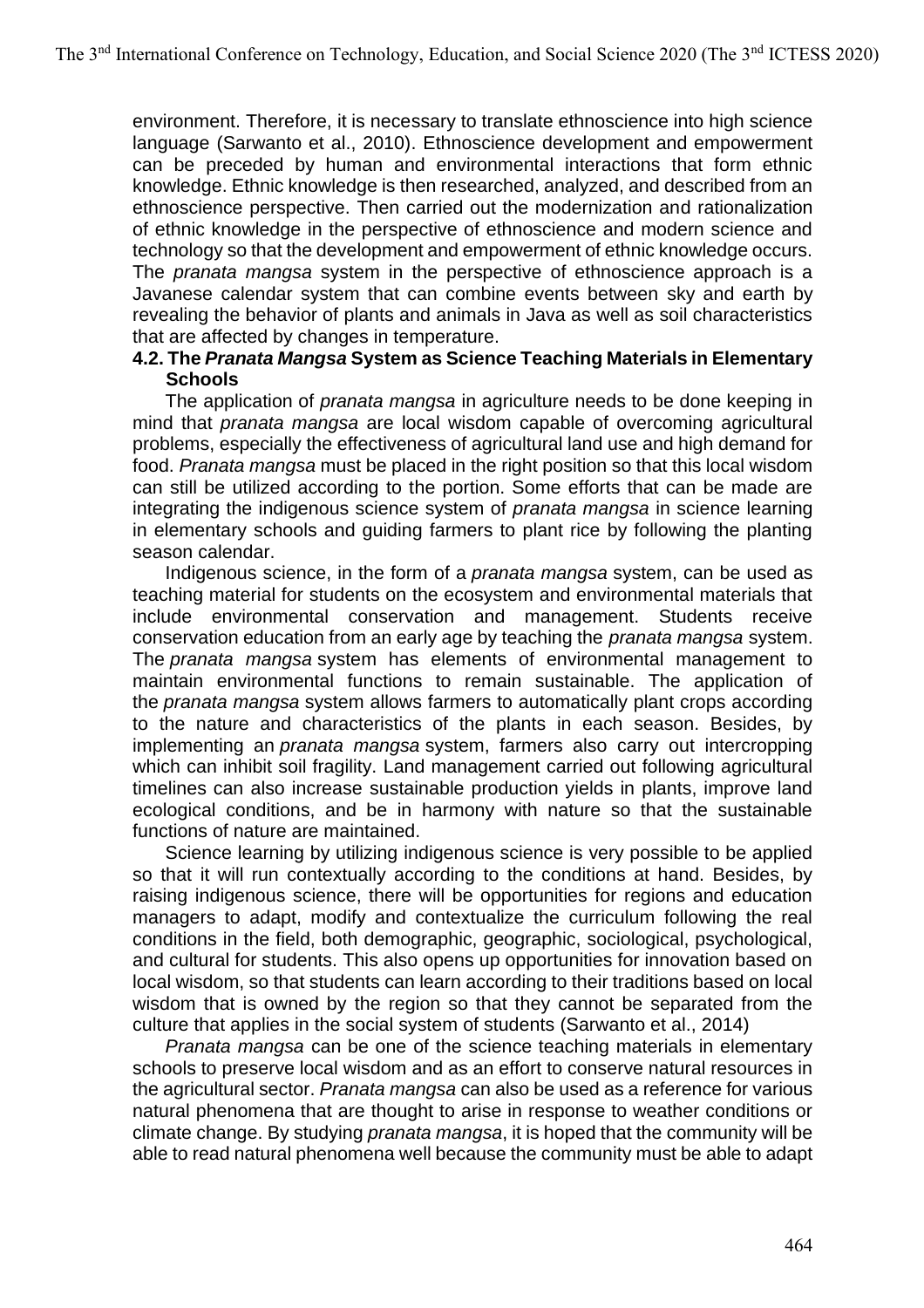environment. Therefore, it is necessary to translate ethnoscience into high science language (Sarwanto et al., 2010). Ethnoscience development and empowerment can be preceded by human and environmental interactions that form ethnic knowledge. Ethnic knowledge is then researched, analyzed, and described from an ethnoscience perspective. Then carried out the modernization and rationalization of ethnic knowledge in the perspective of ethnoscience and modern science and technology so that the development and empowerment of ethnic knowledge occurs. The *pranata mangsa* system in the perspective of ethnoscience approach is a Javanese calendar system that can combine events between sky and earth by revealing the behavior of plants and animals in Java as well as soil characteristics that are affected by changes in temperature.

### 4.2. The *Pranata Mangsa* System as Science Teaching Materials in Elementary Schools

The application of *pranata mangsa* in agriculture needs to be done keeping in mind that *pranata mangsa* are local wisdom capable of overcoming agricultural problems, especially the effectiveness of agricultural land use and high demand for food. *Pranata mangsa* must be placed in the right position so that this local wisdom can still be utilized according to the portion. Some efforts that can be made are integrating the indigenous science system of *pranata mangsa* in science learning in elementary schools and guiding farmers to plant rice by following the planting season calendar.

Indigenous science, in the form of a *pranata mangsa* system, can be used as teaching material for students on the ecosystem and environmental materials that include environmental conservation and management. Students receive conservation education from an early age by teaching the *pranata mangsa* system. The *pranata mangsa* system has elements of environmental management to maintain environmental functions to remain sustainable. The application of the *pranata mangsa* system allows farmers to automatically plant crops according to the nature and characteristics of the plants in each season. Besides, by implementing an *pranata mangsa* system, farmers also carry out intercropping which can inhibit soil fragility. Land management carried out following agricultural timelines can also increase sustainable production yields in plants, improve land ecological conditions, and be in harmony with nature so that the sustainable functions of nature are maintained.

Science learning by utilizing indigenous science is very possible to be applied so that it will run contextually according to the conditions at hand. Besides, by raising indigenous science, there will be opportunities for regions and education managers to adapt, modify and contextualize the curriculum following the real conditions in the field, both demographic, geographic, sociological, psychological, and cultural for students. This also opens up opportunities for innovation based on local wisdom, so that students can learn according to their traditions based on local wisdom that is owned by the region so that they cannot be separated from the culture that applies in the social system of students (Sarwanto et al., 2014)

*Pranata mangsa* can be one of the science teaching materials in elementary schools to preserve local wisdom and as an effort to conserve natural resources in the agricultural sector. *Pranata mangsa* can also be used as a reference for various natural phenomena that are thought to arise in response to weather conditions or climate change. By studying *pranata mangsa*, it is hoped that the community will be able to read natural phenomena well because the community must be able to adapt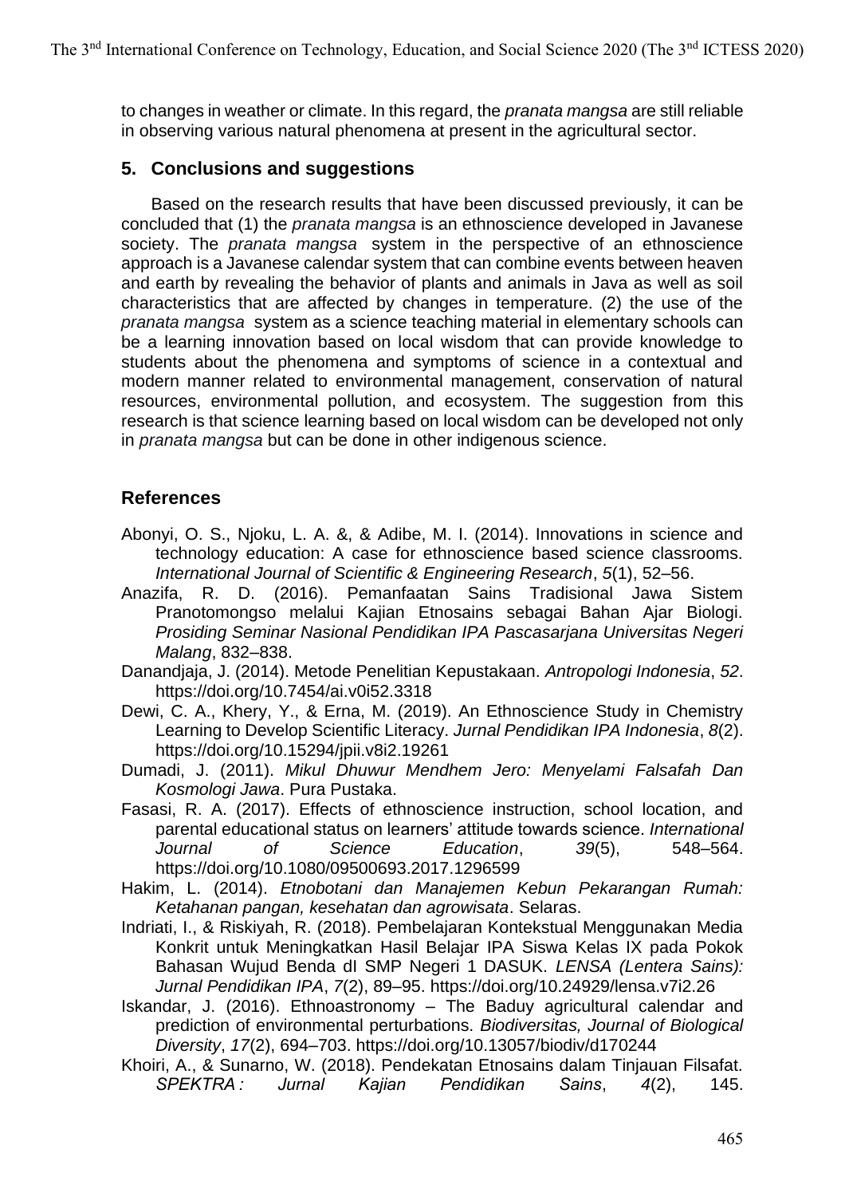to changes in weather or climate. In this regard, the *pranata mangsa* are still reliable in observing various natural phenomena at present in the agricultural sector.

## 5. Conclusions and suggestions

Based on the research results that have been discussed previously, it can be concluded that (1) the *pranata mangsa* is an ethnoscience developed in Javanese society. The *pranata mangsa* system in the perspective of an ethnoscience approach is a Javanese calendar system that can combine events between heaven and earth by revealing the behavior of plants and animals in Java as well as soil characteristics that are affected by changes in temperature. (2) the use of the *pranata mangsa* system as a science teaching material in elementary schools can be a learning innovation based on local wisdom that can provide knowledge to students about the phenomena and symptoms of science in a contextual and modern manner related to environmental management, conservation of natural resources, environmental pollution, and ecosystem. The suggestion from this research is that science learning based on local wisdom can be developed not only in *pranata mangsa* but can be done in other indigenous science.

## References

Abonyi, O. S., Njoku, L. A. &, & Adibe, M. I. (2014). Innovations in science and technology education: A case for ethnoscience based science classrooms. *International Journal of Scientific & Engineering Research*, *5*(1), 52–56.

Anazifa, R. D. (2016). Pemanfaatan Sains Tradisional Jawa Sistem Pranotomongso melalui Kajian Etnosains sebagai Bahan Ajar Biologi. *Prosiding Seminar Nasional Pendidikan IPA Pascasarjana Universitas Negeri Malang*, 832–838.

Danandjaja, J. (2014). Metode Penelitian Kepustakaan. *Antropologi Indonesia*, *52*. https://doi.org/10.7454/ai.v0i52.3318

Dewi, C. A., Khery, Y., & Erna, M. (2019). An Ethnoscience Study in Chemistry Learning to Develop Scientific Literacy. *Jurnal Pendidikan IPA Indonesia*, *8*(2). https://doi.org/10.15294/jpii.v8i2.19261

Dumadi, J. (2011). *Mikul Dhuwur Mendhem Jero: Menyelami Falsafah Dan Kosmologi Jawa*. Pura Pustaka.

Fasasi, R. A. (2017). Effects of ethnoscience instruction, school location, and parental educational status on learners' attitude towards science. *International Journal of Science Education*, *39*(5), 548–564. https://doi.org/10.1080/09500693.2017.1296599

Hakim, L. (2014). *Etnobotani dan Manajemen Kebun Pekarangan Rumah: Ketahanan pangan, kesehatan dan agrowisata*. Selaras.

Indriati, I., & Riskiyah, R. (2018). Pembelajaran Kontekstual Menggunakan Media Konkrit untuk Meningkatkan Hasil Belajar IPA Siswa Kelas IX pada Pokok Bahasan Wujud Benda dI SMP Negeri 1 DASUK. *LENSA (Lentera Sains): Jurnal Pendidikan IPA*, *7*(2), 89–95. https://doi.org/10.24929/lensa.v7i2.26

Iskandar, J. (2016). Ethnoastronomy – The Baduy agricultural calendar and prediction of environmental perturbations. *Biodiversitas, Journal of Biological Diversity*, *17*(2), 694–703. https://doi.org/10.13057/biodiv/d170244

Khoiri, A., & Sunarno, W. (2018). Pendekatan Etnosains dalam Tinjauan Filsafat. *SPEKTRA : Jurnal Kajian Pendidikan Sains*, *4*(2), 145.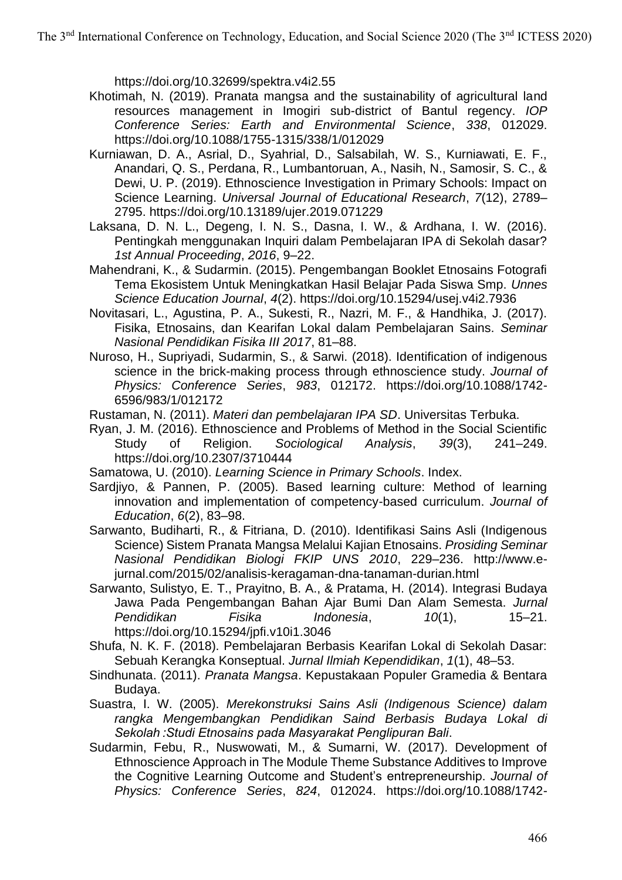https://doi.org/10.32699/spektra.v4i2.55

Khotimah, N. (2019). Pranata mangsa and the sustainability of agricultural land resources management in Imogiri sub-district of Bantul regency. *IOP Conference Series: Earth and Environmental Science*, *338*, 012029. https://doi.org/10.1088/1755-1315/338/1/012029

Kurniawan, D. A., Asrial, D., Syahrial, D., Salsabilah, W. S., Kurniawati, E. F., Anandari, Q. S., Perdana, R., Lumbantoruan, A., Nasih, N., Samosir, S. C., & Dewi, U. P. (2019). Ethnoscience Investigation in Primary Schools: Impact on Science Learning. *Universal Journal of Educational Research*, *7*(12), 2789–2795. https://doi.org/10.13189/ujer.2019.071229

Laksana, D. N. L., Degeng, I. N. S., Dasna, I. W., & Ardhana, I. W. (2016). Pentingkah menggunakan Inquiri dalam Pembelajaran IPA di Sekolah dasar? *1st Annual Proceeding*, *2016*, 9–22.

Mahendrani, K., & Sudarmin. (2015). Pengembangan Booklet Etnosains Fotografi Tema Ekosistem Untuk Meningkatkan Hasil Belajar Pada Siswa Smp. *Unnes Science Education Journal*, *4*(2). https://doi.org/10.15294/usej.v4i2.7936

Novitasari, L., Agustina, P. A., Sukesti, R., Nazri, M. F., & Handhika, J. (2017). Fisika, Etnosains, dan Kearifan Lokal dalam Pembelajaran Sains. *Seminar Nasional Pendidikan Fisika III 2017*, 81–88.

Nuroso, H., Supriyadi, Sudarmin, S., & Sarwi. (2018). Identification of indigenous science in the brick-making process through ethnoscience study. *Journal of Physics: Conference Series*, *983*, 012172. https://doi.org/10.1088/1742-6596/983/1/012172

Rustaman, N. (2011). *Materi dan pembelajaran IPA SD*. Universitas Terbuka.

Ryan, J. M. (2016). Ethnoscience and Problems of Method in the Social Scientific Study of Religion. *Sociological Analysis*, *39*(3), 241–249. https://doi.org/10.2307/3710444

Samatowa, U. (2010). *Learning Science in Primary Schools*. Index.

Sardjiyo, & Pannen, P. (2005). Based learning culture: Method of learning innovation and implementation of competency-based curriculum. *Journal of Education*, *6*(2), 83–98.

Sarwanto, Budiharti, R., & Fitriana, D. (2010). Identifikasi Sains Asli (Indigenous Science) Sistem Pranata Mangsa Melalui Kajian Etnosains. *Prosiding Seminar Nasional Pendidikan Biologi FKIP UNS 2010*, 229–236. http://www.e-jurnal.com/2015/02/analisis-keragaman-dna-tanaman-durian.html

Sarwanto, Sulistyo, E. T., Prayitno, B. A., & Pratama, H. (2014). Integrasi Budaya Jawa Pada Pengembangan Bahan Ajar Bumi Dan Alam Semesta. *Jurnal Pendidikan Fisika Indonesia*, *10*(1), 15–21. https://doi.org/10.15294/jpfi.v10i1.3046

Shufa, N. K. F. (2018). Pembelajaran Berbasis Kearifan Lokal di Sekolah Dasar: Sebuah Kerangka Konseptual. *Jurnal Ilmiah Kependidikan*, *1*(1), 48–53.

Sindhunata. (2011). *Pranata Mangsa*. Kepustakaan Populer Gramedia & Bentara Budaya.

Suastra, I. W. (2005). *Merekonstruksi Sains Asli (Indigenous Science) dalam rangka Mengembangkan Pendidikan Saind Berbasis Budaya Lokal di Sekolah :Studi Etnosains pada Masyarakat Penglipuran Bali*.

Sudarmin, Febu, R., Nuswowati, M., & Sumarni, W. (2017). Development of Ethnoscience Approach in The Module Theme Substance Additives to Improve the Cognitive Learning Outcome and Student's entrepreneurship. *Journal of Physics: Conference Series*, *824*, 012024. https://doi.org/10.1088/1742-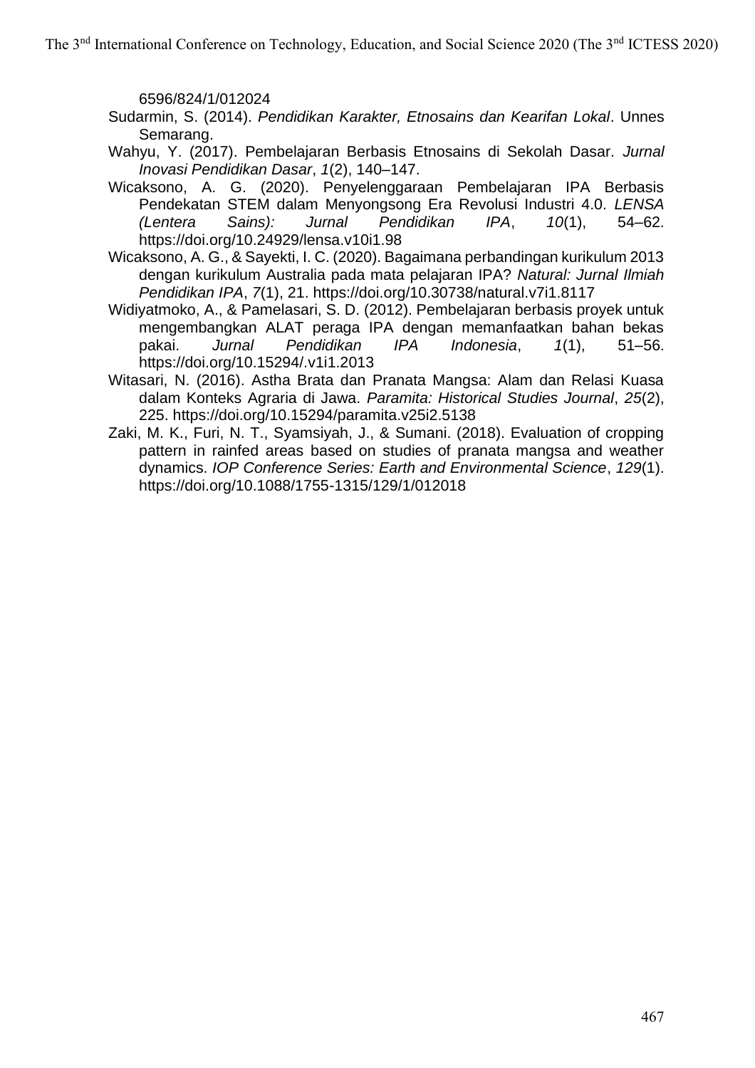6596/824/1/012024

Sudarmin, S. (2014). *Pendidikan Karakter, Etnosains dan Kearifan Lokal*. Unnes Semarang.

Wahyu, Y. (2017). Pembelajaran Berbasis Etnosains di Sekolah Dasar. *Jurnal Inovasi Pendidikan Dasar*, *1*(2), 140–147.

Wicaksono, A. G. (2020). Penyelenggaraan Pembelajaran IPA Berbasis Pendekatan STEM dalam Menyongsong Era Revolusi Industri 4.0. *LENSA (Lentera Sains): Jurnal Pendidikan IPA*, *10*(1), 54–62. https://doi.org/10.24929/lensa.v10i1.98

Wicaksono, A. G., & Sayekti, I. C. (2020). Bagaimana perbandingan kurikulum 2013 dengan kurikulum Australia pada mata pelajaran IPA? *Natural: Jurnal Ilmiah Pendidikan IPA*, *7*(1), 21. https://doi.org/10.30738/natural.v7i1.8117

Widiyatmoko, A., & Pamelasari, S. D. (2012). Pembelajaran berbasis proyek untuk mengembangkan ALAT peraga IPA dengan memanfaatkan bahan bekas pakai. *Jurnal Pendidikan IPA Indonesia*, *1*(1), 51–56. https://doi.org/10.15294/.v1i1.2013

Witasari, N. (2016). Astha Brata dan Pranata Mangsa: Alam dan Relasi Kuasa dalam Konteks Agraria di Jawa. *Paramita: Historical Studies Journal*, *25*(2), 225. https://doi.org/10.15294/paramita.v25i2.5138

Zaki, M. K., Furi, N. T., Syamsiyah, J., & Sumani. (2018). Evaluation of cropping pattern in rainfed areas based on studies of pranata mangsa and weather dynamics. *IOP Conference Series: Earth and Environmental Science*, *129*(1). https://doi.org/10.1088/1755-1315/129/1/012018